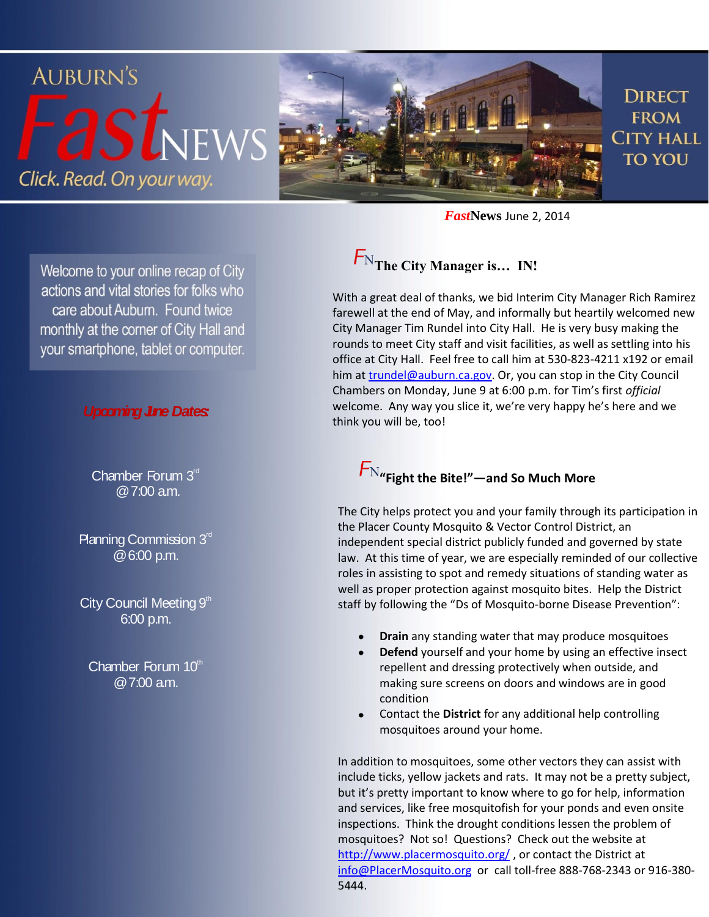# AUBURN'S *Fast*NEWS

*Click. Read. On your way.*

DIRECT FROM CITY HALL TO YOU

***Fast*News** June 2, 2014

Welcome to your online recap of City actions and vital stories for folks who care about Auburn. Found twice monthly at the corner of City Hall and your smartphone, tablet or computer.

***Upcoming June Dates:***

Chamber Forum 3rd @ 7:00 a.m.

Planning Commission 3rd @ 6:00 p.m.

City Council Meeting 9th 6:00 p.m.

Chamber Forum 10th @ 7:00 a.m.

## FN The City Manager is… IN!

With a great deal of thanks, we bid Interim City Manager Rich Ramirez farewell at the end of May, and informally but heartily welcomed new City Manager Tim Rundel into City Hall. He is very busy making the rounds to meet City staff and visit facilities, as well as settling into his office at City Hall. Feel free to call him at 530-823-4211 x192 or email him at trundel@auburn.ca.gov. Or, you can stop in the City Council Chambers on Monday, June 9 at 6:00 p.m. for Tim's first *official* welcome. Any way you slice it, we're very happy he's here and we think you will be, too!

## FN "Fight the Bite!"—and So Much More

The City helps protect you and your family through its participation in the Placer County Mosquito & Vector Control District, an independent special district publicly funded and governed by state law. At this time of year, we are especially reminded of our collective roles in assisting to spot and remedy situations of standing water as well as proper protection against mosquito bites. Help the District staff by following the "Ds of Mosquito-borne Disease Prevention":

- **Drain** any standing water that may produce mosquitoes
- **Defend** yourself and your home by using an effective insect repellent and dressing protectively when outside, and making sure screens on doors and windows are in good condition
- Contact the **District** for any additional help controlling mosquitoes around your home.

In addition to mosquitoes, some other vectors they can assist with include ticks, yellow jackets and rats. It may not be a pretty subject, but it's pretty important to know where to go for help, information and services, like free mosquitofish for your ponds and even onsite inspections. Think the drought conditions lessen the problem of mosquitoes? Not so! Questions? Check out the website at http://www.placermosquito.org/ , or contact the District at info@PlacerMosquito.org or call toll-free 888-768-2343 or 916-380-5444.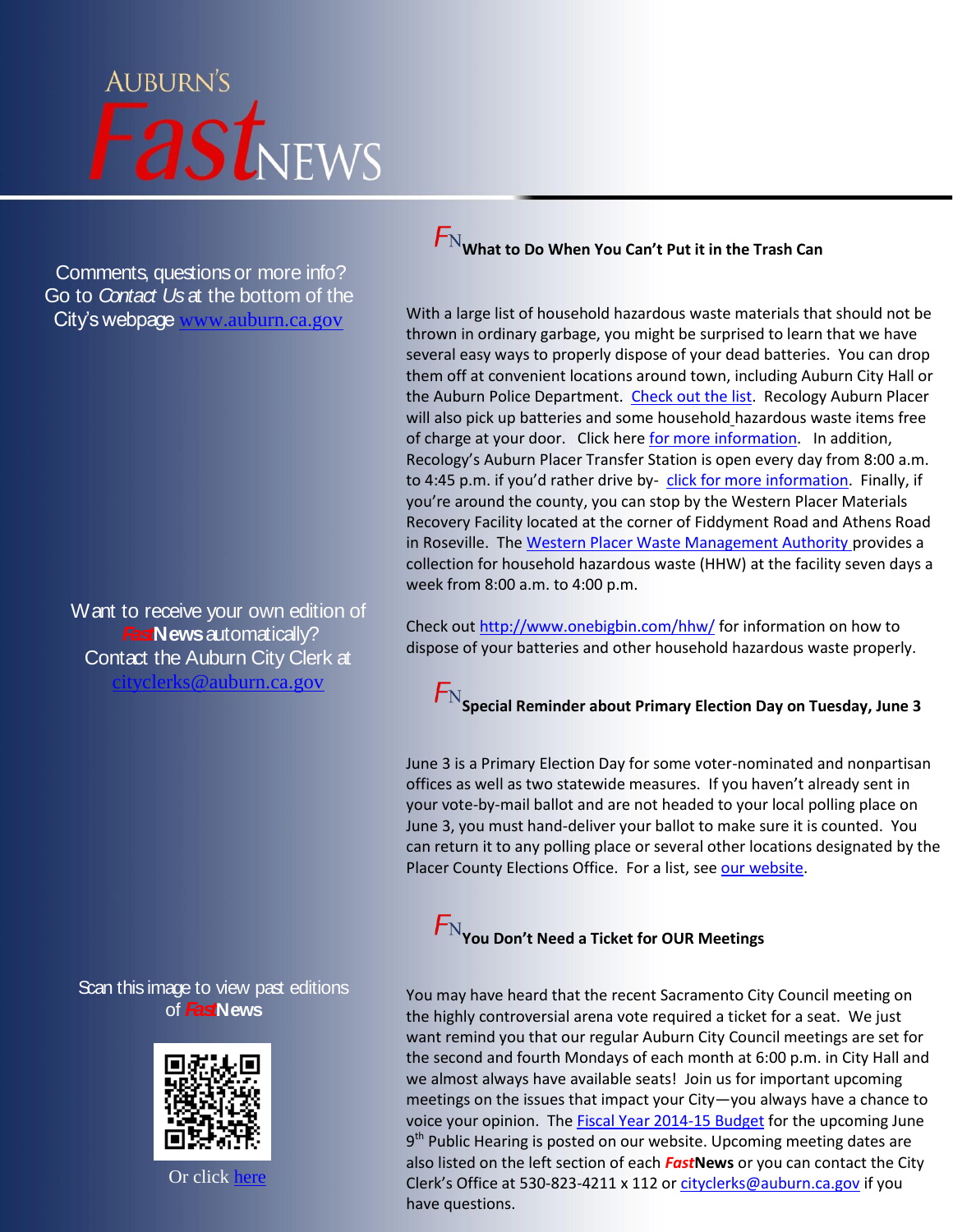# AUBURN'S *Fast*NEWS

Comments, questions or more info? Go to *Contact Us* at the bottom of the City's webpage www.auburn.ca.gov

Want to receive your own edition of ***Fast*News** automatically? Contact the Auburn City Clerk at cityclerks@auburn.ca.gov

Scan this image to view past editions of ***Fast*News**

Or click here

## FN What to Do When You Can't Put it in the Trash Can

With a large list of household hazardous waste materials that should not be thrown in ordinary garbage, you might be surprised to learn that we have several easy ways to properly dispose of your dead batteries. You can drop them off at convenient locations around town, including Auburn City Hall or the Auburn Police Department. Check out the list. Recology Auburn Placer will also pick up batteries and some household hazardous waste items free of charge at your door. Click here for more information. In addition, Recology's Auburn Placer Transfer Station is open every day from 8:00 a.m. to 4:45 p.m. if you'd rather drive by- click for more information. Finally, if you're around the county, you can stop by the Western Placer Materials Recovery Facility located at the corner of Fiddyment Road and Athens Road in Roseville. The Western Placer Waste Management Authority provides a collection for household hazardous waste (HHW) at the facility seven days a week from 8:00 a.m. to 4:00 p.m.

Check out http://www.onebigbin.com/hhw/ for information on how to dispose of your batteries and other household hazardous waste properly.

## FN Special Reminder about Primary Election Day on Tuesday, June 3

June 3 is a Primary Election Day for some voter-nominated and nonpartisan offices as well as two statewide measures. If you haven't already sent in your vote-by-mail ballot and are not headed to your local polling place on June 3, you must hand-deliver your ballot to make sure it is counted. You can return it to any polling place or several other locations designated by the Placer County Elections Office. For a list, see our website.

## FN You Don't Need a Ticket for OUR Meetings

You may have heard that the recent Sacramento City Council meeting on the highly controversial arena vote required a ticket for a seat. We just want remind you that our regular Auburn City Council meetings are set for the second and fourth Mondays of each month at 6:00 p.m. in City Hall and we almost always have available seats! Join us for important upcoming meetings on the issues that impact your City—you always have a chance to voice your opinion. The Fiscal Year 2014-15 Budget for the upcoming June 9th Public Hearing is posted on our website. Upcoming meeting dates are also listed on the left section of each ***Fast*News** or you can contact the City Clerk's Office at 530-823-4211 x 112 or cityclerks@auburn.ca.gov if you have questions.